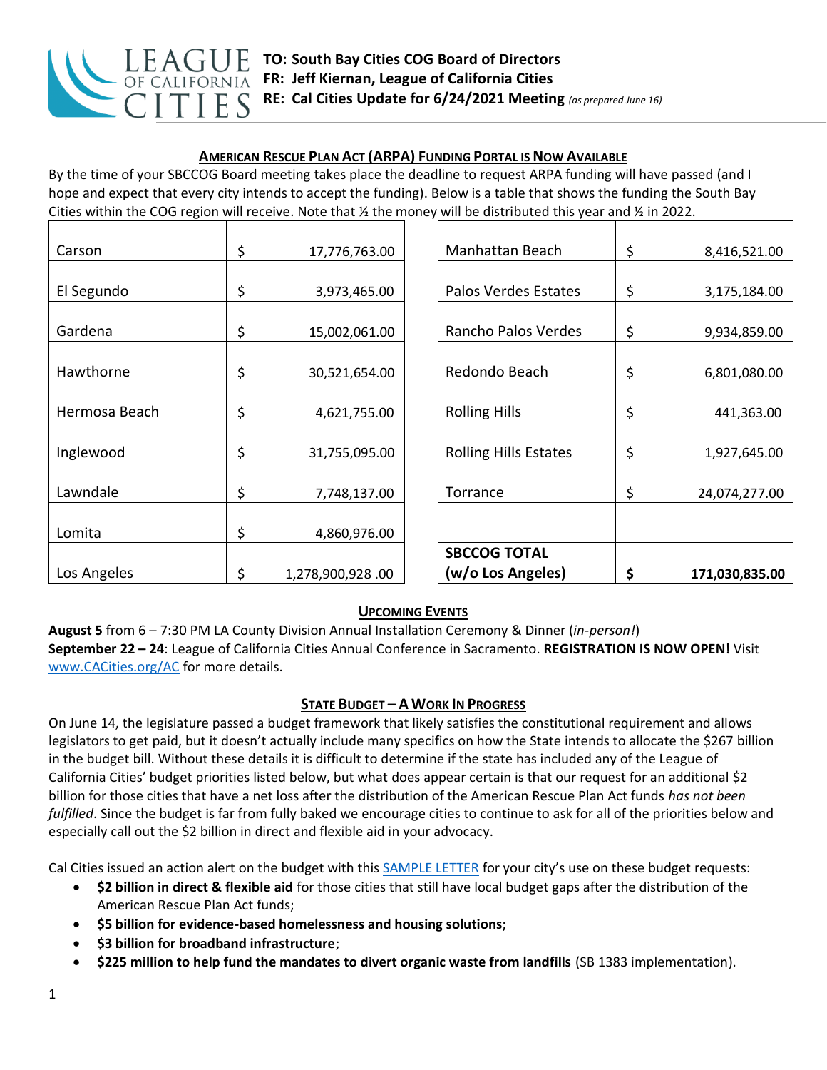**TO: South Bay Cities COG Board of Directors**
**FR: Jeff Kiernan, League of California Cities**
**RE: Cal Cities Update for 6/24/2021 Meeting** *(as prepared June 16)*

## AMERICAN RESCUE PLAN ACT (ARPA) FUNDING PORTAL IS NOW AVAILABLE

By the time of your SBCCOG Board meeting takes place the deadline to request ARPA funding will have passed (and I hope and expect that every city intends to accept the funding). Below is a table that shows the funding the South Bay Cities within the COG region will receive. Note that ½ the money will be distributed this year and ½ in 2022.

| City | Amount | City | Amount |
|---|---|---|---|
| Carson | $ 17,776,763.00 | Manhattan Beach | $ 8,416,521.00 |
| El Segundo | $ 3,973,465.00 | Palos Verdes Estates | $ 3,175,184.00 |
| Gardena | $ 15,002,061.00 | Rancho Palos Verdes | $ 9,934,859.00 |
| Hawthorne | $ 30,521,654.00 | Redondo Beach | $ 6,801,080.00 |
| Hermosa Beach | $ 4,621,755.00 | Rolling Hills | $ 441,363.00 |
| Inglewood | $ 31,755,095.00 | Rolling Hills Estates | $ 1,927,645.00 |
| Lawndale | $ 7,748,137.00 | Torrance | $ 24,074,277.00 |
| Lomita | $ 4,860,976.00 | | |
| Los Angeles | $ 1,278,900,928 .00 | **SBCCOG TOTAL (w/o Los Angeles)** | **$ 171,030,835.00** |

## UPCOMING EVENTS

**August 5** from 6 – 7:30 PM LA County Division Annual Installation Ceremony & Dinner (*in-person!*)
**September 22 – 24**: League of California Cities Annual Conference in Sacramento. **REGISTRATION IS NOW OPEN!** Visit www.CACities.org/AC for more details.

## STATE BUDGET – A WORK IN PROGRESS

On June 14, the legislature passed a budget framework that likely satisfies the constitutional requirement and allows legislators to get paid, but it doesn't actually include many specifics on how the State intends to allocate the $267 billion in the budget bill. Without these details it is difficult to determine if the state has included any of the League of California Cities' budget priorities listed below, but what does appear certain is that our request for an additional $2 billion for those cities that have a net loss after the distribution of the American Rescue Plan Act funds *has not been fulfilled*. Since the budget is far from fully baked we encourage cities to continue to ask for all of the priorities below and especially call out the $2 billion in direct and flexible aid in your advocacy.

Cal Cities issued an action alert on the budget with this SAMPLE LETTER for your city's use on these budget requests:

- **$2 billion in direct & flexible aid** for those cities that still have local budget gaps after the distribution of the American Rescue Plan Act funds;
- **$5 billion for evidence-based homelessness and housing solutions;**
- **$3 billion for broadband infrastructure**;
- **$225 million to help fund the mandates to divert organic waste from landfills** (SB 1383 implementation).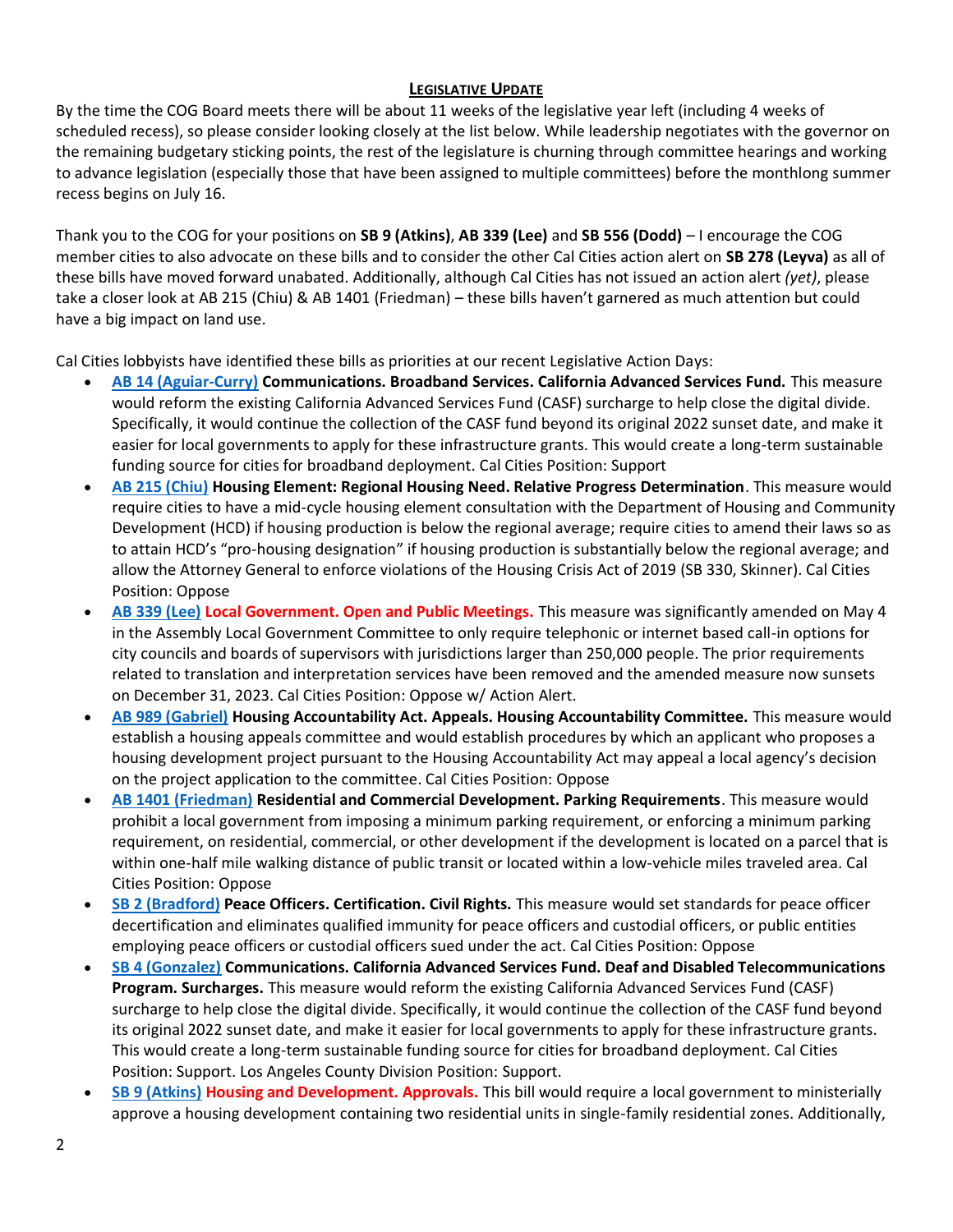## **Legislative Update**

By the time the COG Board meets there will be about 11 weeks of the legislative year left (including 4 weeks of scheduled recess), so please consider looking closely at the list below. While leadership negotiates with the governor on the remaining budgetary sticking points, the rest of the legislature is churning through committee hearings and working to advance legislation (especially those that have been assigned to multiple committees) before the monthlong summer recess begins on July 16.

Thank you to the COG for your positions on **SB 9 (Atkins)**, **AB 339 (Lee)** and **SB 556 (Dodd)** – I encourage the COG member cities to also advocate on these bills and to consider the other Cal Cities action alert on **SB 278 (Leyva)** as all of these bills have moved forward unabated. Additionally, although Cal Cities has not issued an action alert *(yet)*, please take a closer look at AB 215 (Chiu) & AB 1401 (Friedman) – these bills haven't garnered as much attention but could have a big impact on land use.

Cal Cities lobbyists have identified these bills as priorities at our recent Legislative Action Days:

- **AB 14 (Aguiar-Curry) Communications. Broadband Services. California Advanced Services Fund.** This measure would reform the existing California Advanced Services Fund (CASF) surcharge to help close the digital divide. Specifically, it would continue the collection of the CASF fund beyond its original 2022 sunset date, and make it easier for local governments to apply for these infrastructure grants. This would create a long-term sustainable funding source for cities for broadband deployment. Cal Cities Position: Support
- **AB 215 (Chiu) Housing Element: Regional Housing Need. Relative Progress Determination**. This measure would require cities to have a mid-cycle housing element consultation with the Department of Housing and Community Development (HCD) if housing production is below the regional average; require cities to amend their laws so as to attain HCD's "pro-housing designation" if housing production is substantially below the regional average; and allow the Attorney General to enforce violations of the Housing Crisis Act of 2019 (SB 330, Skinner). Cal Cities Position: Oppose
- **AB 339 (Lee) Local Government. Open and Public Meetings.** This measure was significantly amended on May 4 in the Assembly Local Government Committee to only require telephonic or internet based call-in options for city councils and boards of supervisors with jurisdictions larger than 250,000 people. The prior requirements related to translation and interpretation services have been removed and the amended measure now sunsets on December 31, 2023. Cal Cities Position: Oppose w/ Action Alert.
- **AB 989 (Gabriel) Housing Accountability Act. Appeals. Housing Accountability Committee.** This measure would establish a housing appeals committee and would establish procedures by which an applicant who proposes a housing development project pursuant to the Housing Accountability Act may appeal a local agency's decision on the project application to the committee. Cal Cities Position: Oppose
- **AB 1401 (Friedman) Residential and Commercial Development. Parking Requirements**. This measure would prohibit a local government from imposing a minimum parking requirement, or enforcing a minimum parking requirement, on residential, commercial, or other development if the development is located on a parcel that is within one-half mile walking distance of public transit or located within a low-vehicle miles traveled area. Cal Cities Position: Oppose
- **SB 2 (Bradford) Peace Officers. Certification. Civil Rights.** This measure would set standards for peace officer decertification and eliminates qualified immunity for peace officers and custodial officers, or public entities employing peace officers or custodial officers sued under the act. Cal Cities Position: Oppose
- **SB 4 (Gonzalez) Communications. California Advanced Services Fund. Deaf and Disabled Telecommunications Program. Surcharges.** This measure would reform the existing California Advanced Services Fund (CASF) surcharge to help close the digital divide. Specifically, it would continue the collection of the CASF fund beyond its original 2022 sunset date, and make it easier for local governments to apply for these infrastructure grants. This would create a long-term sustainable funding source for cities for broadband deployment. Cal Cities Position: Support. Los Angeles County Division Position: Support.
- **SB 9 (Atkins) Housing and Development. Approvals.** This bill would require a local government to ministerially approve a housing development containing two residential units in single-family residential zones. Additionally,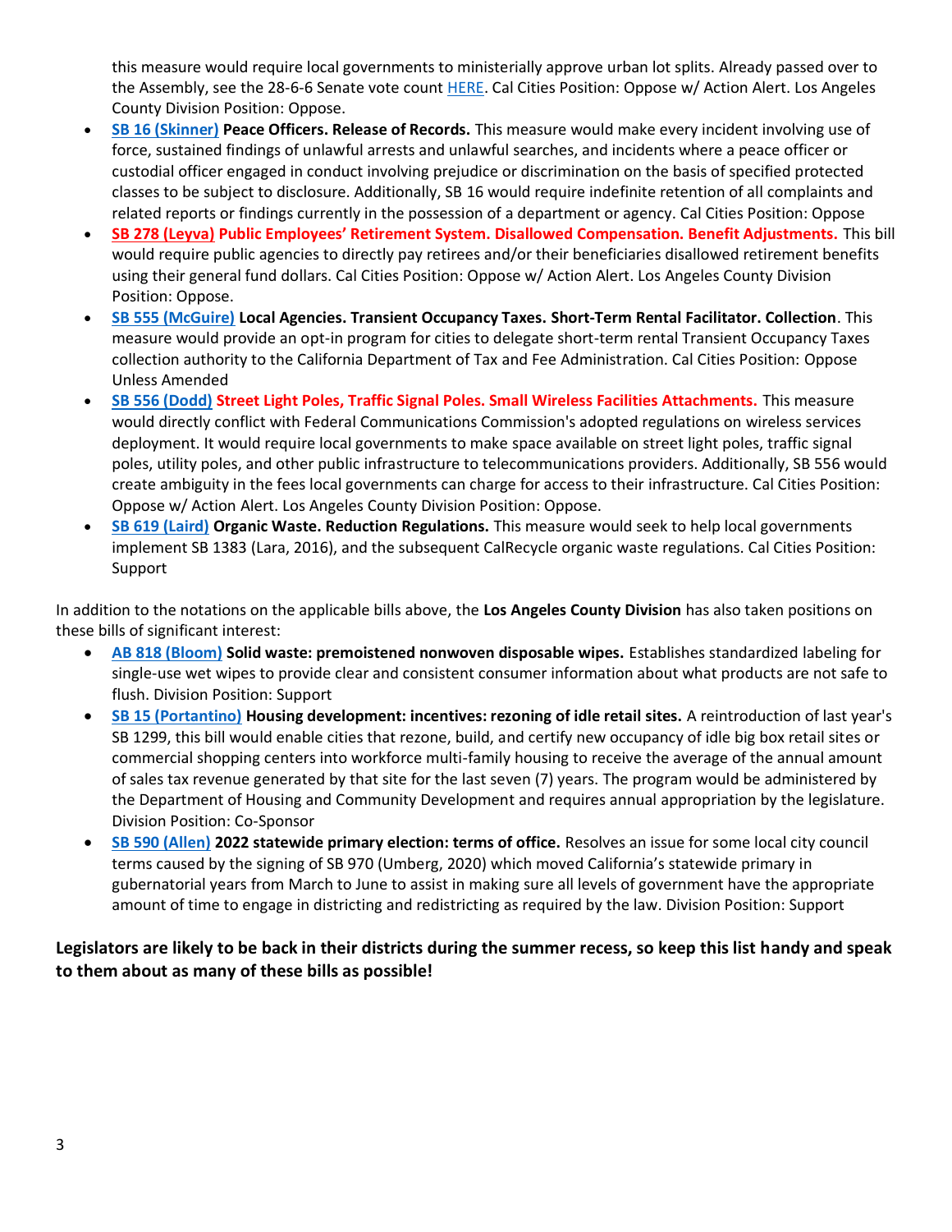this measure would require local governments to ministerially approve urban lot splits. Already passed over to the Assembly, see the 28-6-6 Senate vote count HERE. Cal Cities Position: Oppose w/ Action Alert. Los Angeles County Division Position: Oppose.

- **SB 16 (Skinner) Peace Officers. Release of Records.** This measure would make every incident involving use of force, sustained findings of unlawful arrests and unlawful searches, and incidents where a peace officer or custodial officer engaged in conduct involving prejudice or discrimination on the basis of specified protected classes to be subject to disclosure. Additionally, SB 16 would require indefinite retention of all complaints and related reports or findings currently in the possession of a department or agency. Cal Cities Position: Oppose
- **SB 278 (Leyva) Public Employees' Retirement System. Disallowed Compensation. Benefit Adjustments.** This bill would require public agencies to directly pay retirees and/or their beneficiaries disallowed retirement benefits using their general fund dollars. Cal Cities Position: Oppose w/ Action Alert. Los Angeles County Division Position: Oppose.
- **SB 555 (McGuire) Local Agencies. Transient Occupancy Taxes. Short-Term Rental Facilitator. Collection**. This measure would provide an opt-in program for cities to delegate short-term rental Transient Occupancy Taxes collection authority to the California Department of Tax and Fee Administration. Cal Cities Position: Oppose Unless Amended
- **SB 556 (Dodd) Street Light Poles, Traffic Signal Poles. Small Wireless Facilities Attachments.** This measure would directly conflict with Federal Communications Commission's adopted regulations on wireless services deployment. It would require local governments to make space available on street light poles, traffic signal poles, utility poles, and other public infrastructure to telecommunications providers. Additionally, SB 556 would create ambiguity in the fees local governments can charge for access to their infrastructure. Cal Cities Position: Oppose w/ Action Alert. Los Angeles County Division Position: Oppose.
- **SB 619 (Laird) Organic Waste. Reduction Regulations.** This measure would seek to help local governments implement SB 1383 (Lara, 2016), and the subsequent CalRecycle organic waste regulations. Cal Cities Position: Support

In addition to the notations on the applicable bills above, the **Los Angeles County Division** has also taken positions on these bills of significant interest:

- **AB 818 (Bloom) Solid waste: premoistened nonwoven disposable wipes.** Establishes standardized labeling for single-use wet wipes to provide clear and consistent consumer information about what products are not safe to flush. Division Position: Support
- **SB 15 (Portantino) Housing development: incentives: rezoning of idle retail sites.** A reintroduction of last year's SB 1299, this bill would enable cities that rezone, build, and certify new occupancy of idle big box retail sites or commercial shopping centers into workforce multi-family housing to receive the average of the annual amount of sales tax revenue generated by that site for the last seven (7) years. The program would be administered by the Department of Housing and Community Development and requires annual appropriation by the legislature. Division Position: Co-Sponsor
- **SB 590 (Allen) 2022 statewide primary election: terms of office.** Resolves an issue for some local city council terms caused by the signing of SB 970 (Umberg, 2020) which moved California's statewide primary in gubernatorial years from March to June to assist in making sure all levels of government have the appropriate amount of time to engage in districting and redistricting as required by the law. Division Position: Support

**Legislators are likely to be back in their districts during the summer recess, so keep this list handy and speak to them about as many of these bills as possible!**